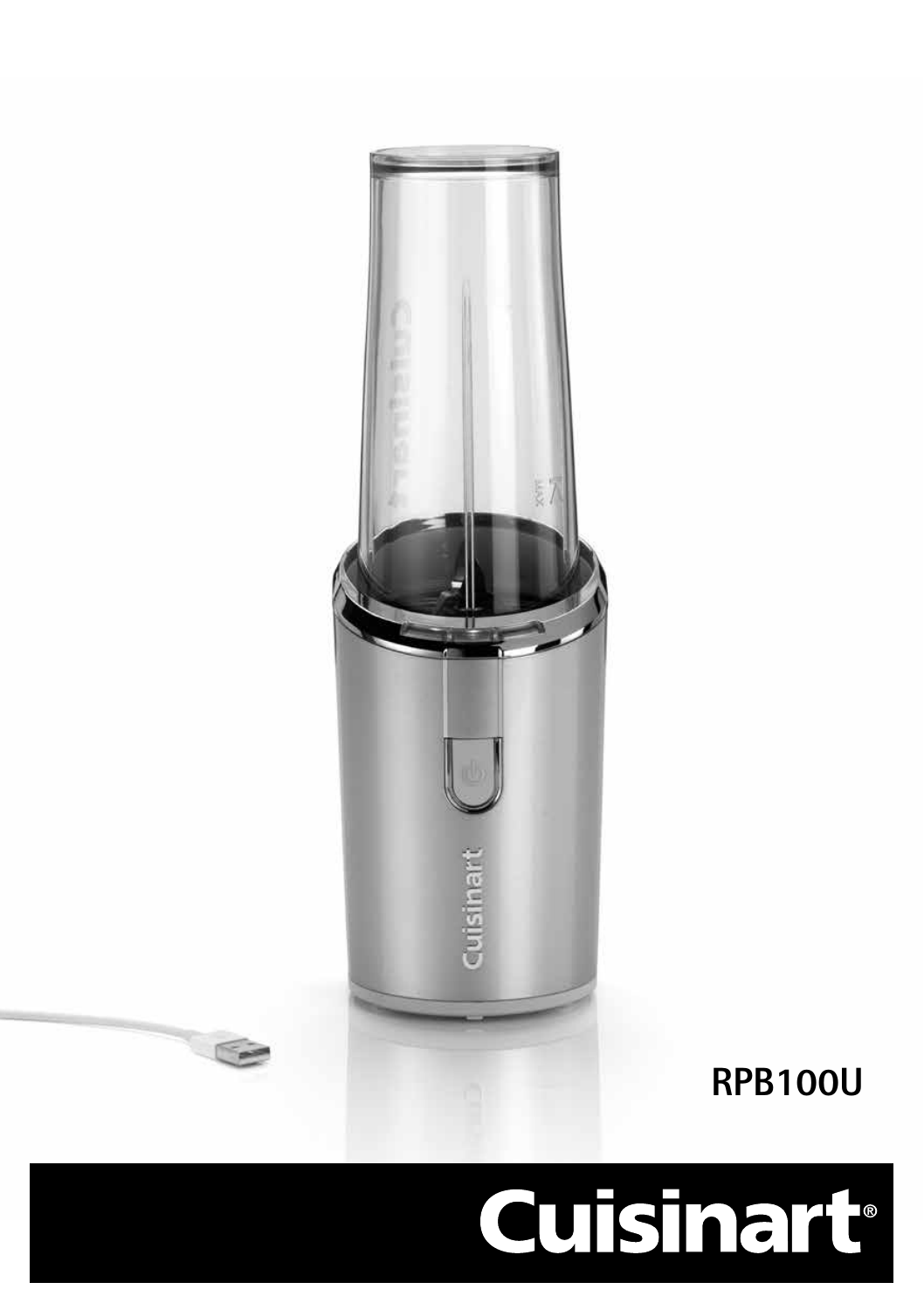RPB100U

Cuisinart®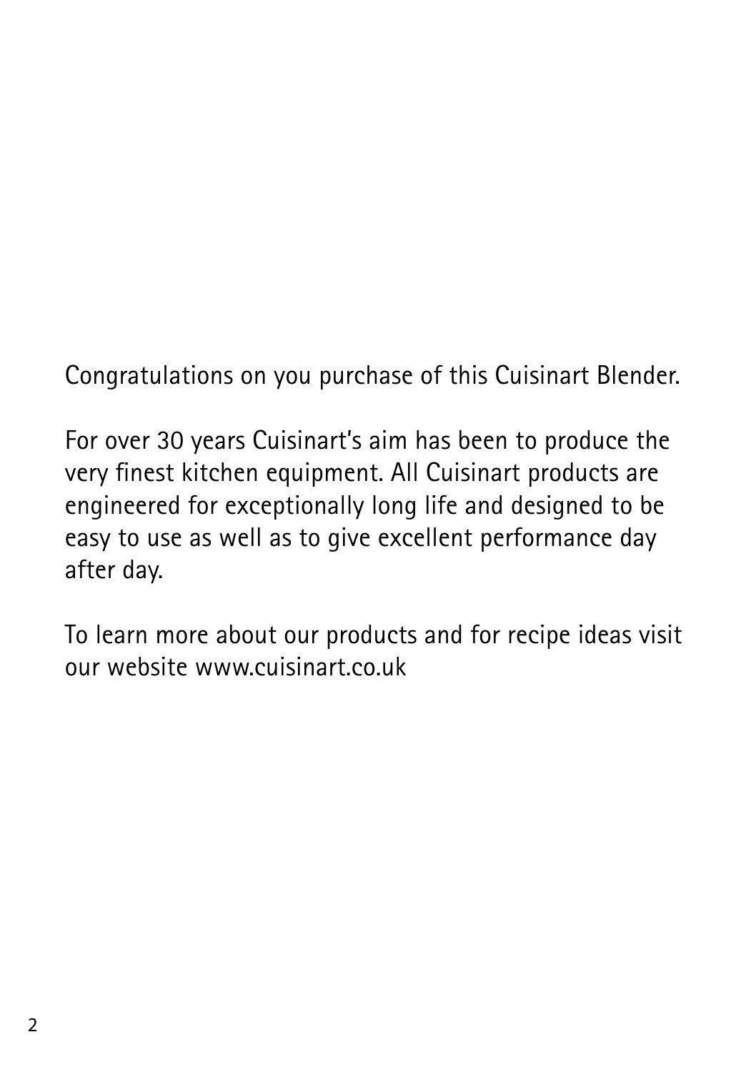Congratulations on you purchase of this Cuisinart Blender.

For over 30 years Cuisinart's aim has been to produce the very finest kitchen equipment. All Cuisinart products are engineered for exceptionally long life and designed to be easy to use as well as to give excellent performance day after day.

To learn more about our products and for recipe ideas visit our website www.cuisinart.co.uk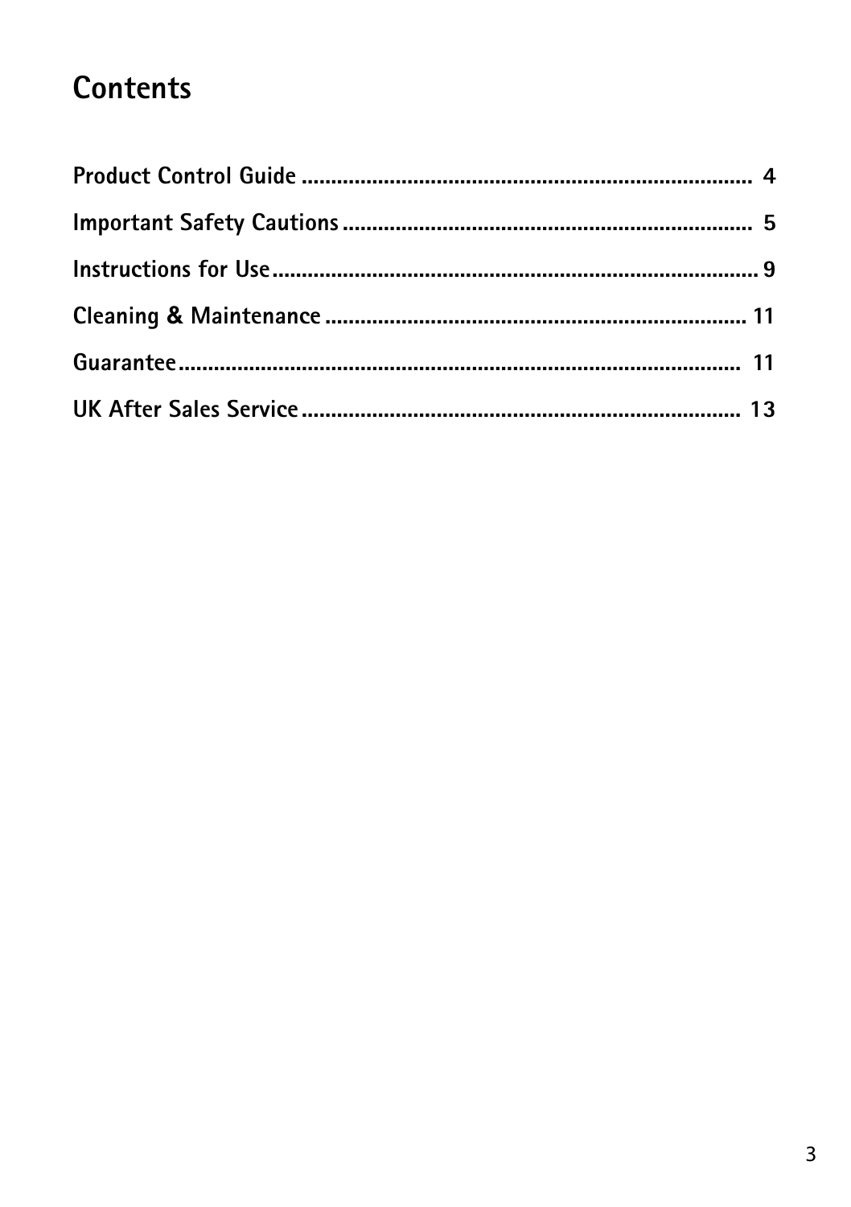# Contents

**Product Control Guide** .......................................................................... 4

**Important Safety Cautions** ................................................................... 5

**Instructions for Use** ............................................................................... 9

**Cleaning & Maintenance** ..................................................................... 11

**Guarantee** ........................................................................................... 11

**UK After Sales Service** ....................................................................... 13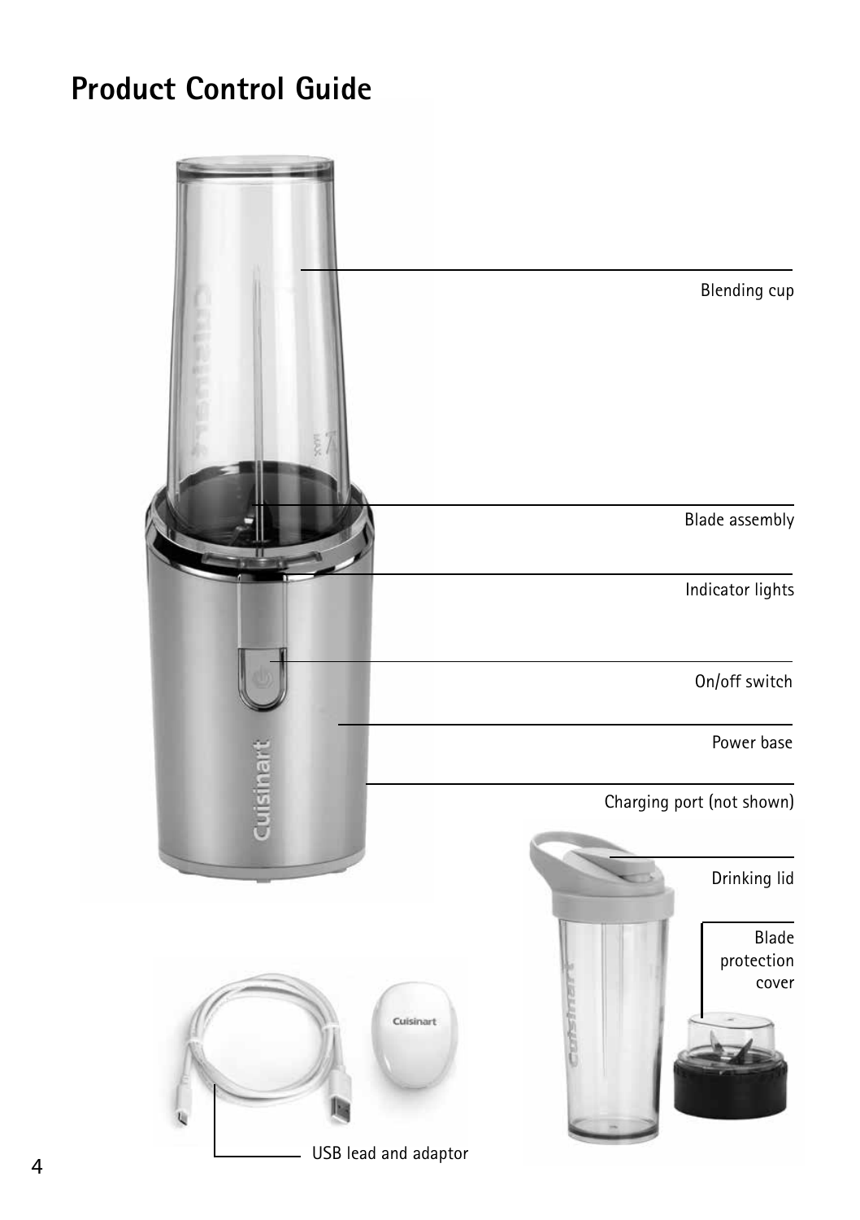# Product Control Guide

Blending cup

Blade assembly

Indicator lights

On/off switch

Power base

Charging port (not shown)

Drinking lid

Blade protection cover

USB lead and adaptor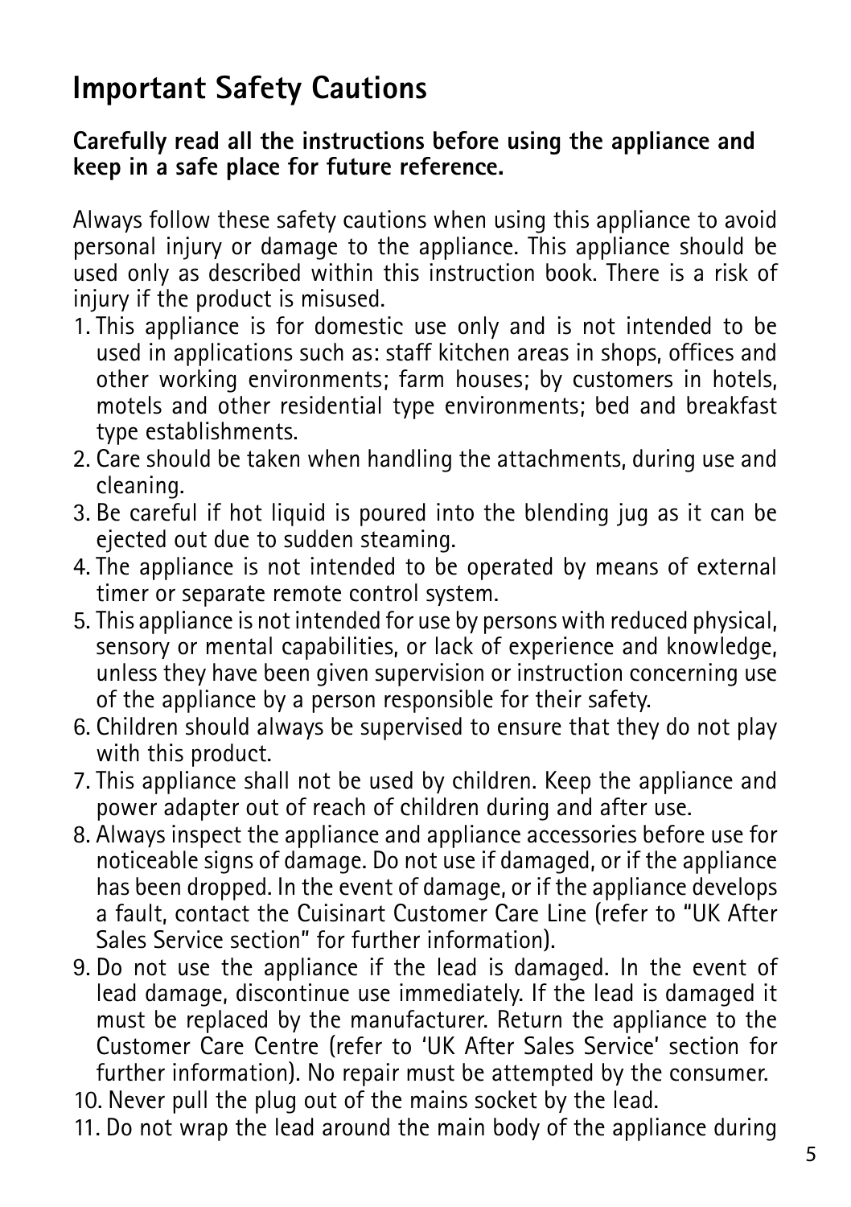# Important Safety Cautions

**Carefully read all the instructions before using the appliance and keep in a safe place for future reference.**

Always follow these safety cautions when using this appliance to avoid personal injury or damage to the appliance. This appliance should be used only as described within this instruction book. There is a risk of injury if the product is misused.

1. This appliance is for domestic use only and is not intended to be used in applications such as: staff kitchen areas in shops, offices and other working environments; farm houses; by customers in hotels, motels and other residential type environments; bed and breakfast type establishments.
2. Care should be taken when handling the attachments, during use and cleaning.
3. Be careful if hot liquid is poured into the blending jug as it can be ejected out due to sudden steaming.
4. The appliance is not intended to be operated by means of external timer or separate remote control system.
5. This appliance is not intended for use by persons with reduced physical, sensory or mental capabilities, or lack of experience and knowledge, unless they have been given supervision or instruction concerning use of the appliance by a person responsible for their safety.
6. Children should always be supervised to ensure that they do not play with this product.
7. This appliance shall not be used by children. Keep the appliance and power adapter out of reach of children during and after use.
8. Always inspect the appliance and appliance accessories before use for noticeable signs of damage. Do not use if damaged, or if the appliance has been dropped. In the event of damage, or if the appliance develops a fault, contact the Cuisinart Customer Care Line (refer to "UK After Sales Service section" for further information).
9. Do not use the appliance if the lead is damaged. In the event of lead damage, discontinue use immediately. If the lead is damaged it must be replaced by the manufacturer. Return the appliance to the Customer Care Centre (refer to 'UK After Sales Service' section for further information). No repair must be attempted by the consumer.
10. Never pull the plug out of the mains socket by the lead.
11. Do not wrap the lead around the main body of the appliance during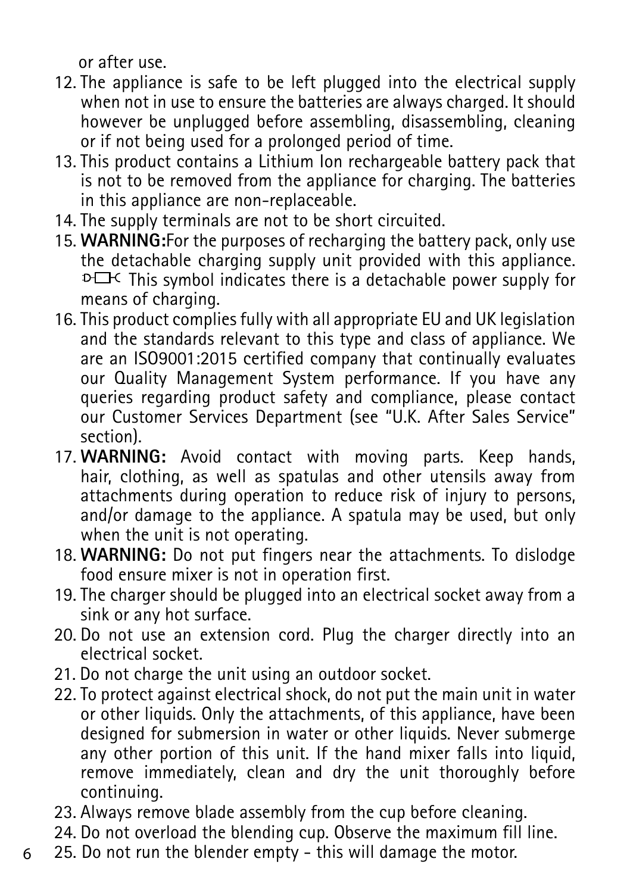or after use.

12. The appliance is safe to be left plugged into the electrical supply when not in use to ensure the batteries are always charged. It should however be unplugged before assembling, disassembling, cleaning or if not being used for a prolonged period of time.
13. This product contains a Lithium Ion rechargeable battery pack that is not to be removed from the appliance for charging. The batteries in this appliance are non-replaceable.
14. The supply terminals are not to be short circuited.
15. **WARNING:**For the purposes of recharging the battery pack, only use the detachable charging supply unit provided with this appliance. This symbol indicates there is a detachable power supply for means of charging.
16. This product complies fully with all appropriate EU and UK legislation and the standards relevant to this type and class of appliance. We are an ISO9001:2015 certified company that continually evaluates our Quality Management System performance. If you have any queries regarding product safety and compliance, please contact our Customer Services Department (see "U.K. After Sales Service" section).
17. **WARNING:** Avoid contact with moving parts. Keep hands, hair, clothing, as well as spatulas and other utensils away from attachments during operation to reduce risk of injury to persons, and/or damage to the appliance. A spatula may be used, but only when the unit is not operating.
18. **WARNING:** Do not put fingers near the attachments. To dislodge food ensure mixer is not in operation first.
19. The charger should be plugged into an electrical socket away from a sink or any hot surface.
20. Do not use an extension cord. Plug the charger directly into an electrical socket.
21. Do not charge the unit using an outdoor socket.
22. To protect against electrical shock, do not put the main unit in water or other liquids. Only the attachments, of this appliance, have been designed for submersion in water or other liquids. Never submerge any other portion of this unit. If the hand mixer falls into liquid, remove immediately, clean and dry the unit thoroughly before continuing.
23. Always remove blade assembly from the cup before cleaning.
24. Do not overload the blending cup. Observe the maximum fill line.
25. Do not run the blender empty - this will damage the motor.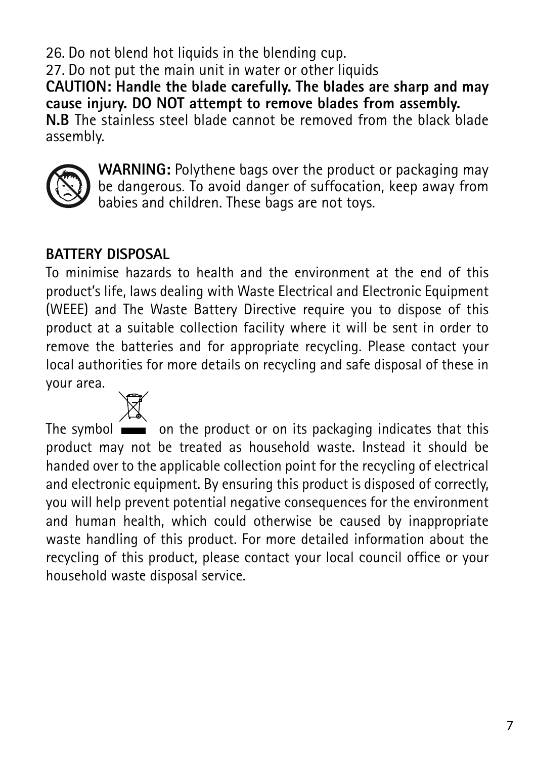26. Do not blend hot liquids in the blending cup.
27. Do not put the main unit in water or other liquids

**CAUTION: Handle the blade carefully. The blades are sharp and may cause injury. DO NOT attempt to remove blades from assembly.**

**N.B** The stainless steel blade cannot be removed from the black blade assembly.

**WARNING:** Polythene bags over the product or packaging may be dangerous. To avoid danger of suffocation, keep away from babies and children. These bags are not toys.

## BATTERY DISPOSAL

To minimise hazards to health and the environment at the end of this product's life, laws dealing with Waste Electrical and Electronic Equipment (WEEE) and The Waste Battery Directive require you to dispose of this product at a suitable collection facility where it will be sent in order to remove the batteries and for appropriate recycling. Please contact your local authorities for more details on recycling and safe disposal of these in your area.

The symbol on the product or on its packaging indicates that this product may not be treated as household waste. Instead it should be handed over to the applicable collection point for the recycling of electrical and electronic equipment. By ensuring this product is disposed of correctly, you will help prevent potential negative consequences for the environment and human health, which could otherwise be caused by inappropriate waste handling of this product. For more detailed information about the recycling of this product, please contact your local council office or your household waste disposal service.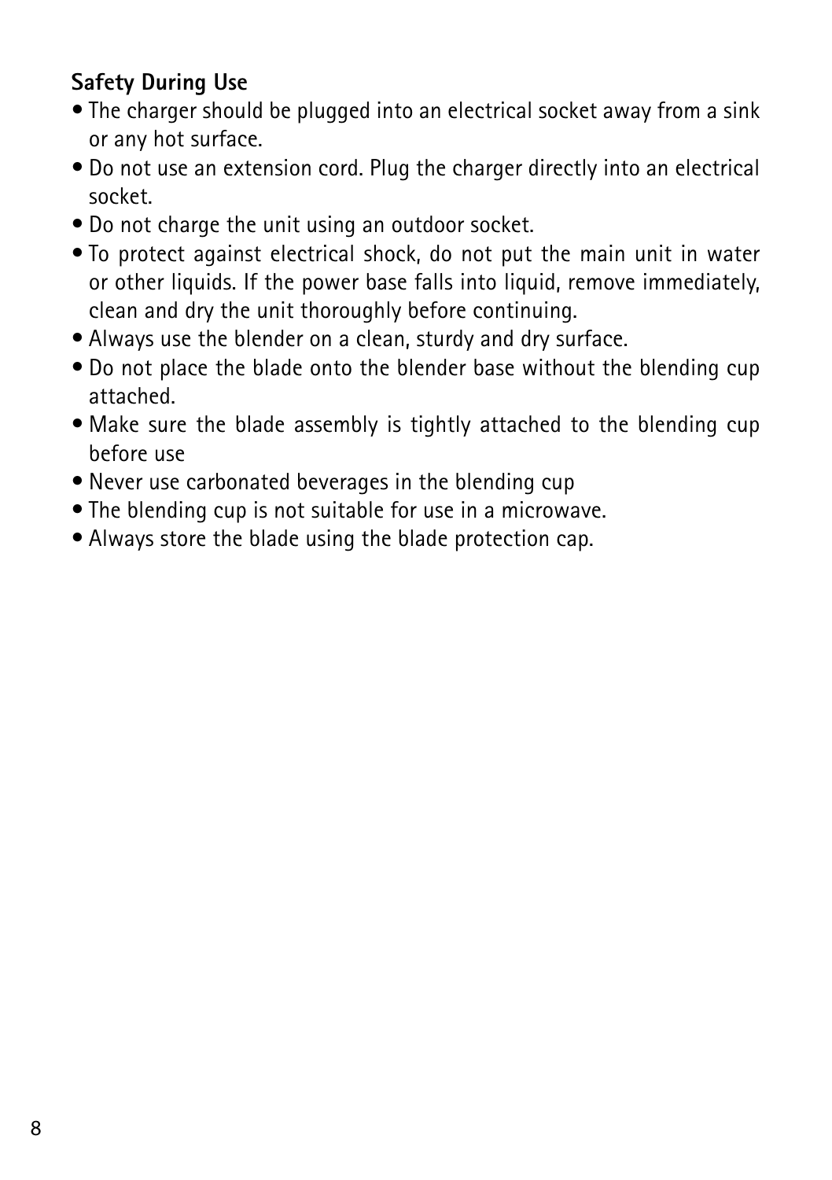**Safety During Use**

- The charger should be plugged into an electrical socket away from a sink or any hot surface.
- Do not use an extension cord. Plug the charger directly into an electrical socket.
- Do not charge the unit using an outdoor socket.
- To protect against electrical shock, do not put the main unit in water or other liquids. If the power base falls into liquid, remove immediately, clean and dry the unit thoroughly before continuing.
- Always use the blender on a clean, sturdy and dry surface.
- Do not place the blade onto the blender base without the blending cup attached.
- Make sure the blade assembly is tightly attached to the blending cup before use
- Never use carbonated beverages in the blending cup
- The blending cup is not suitable for use in a microwave.
- Always store the blade using the blade protection cap.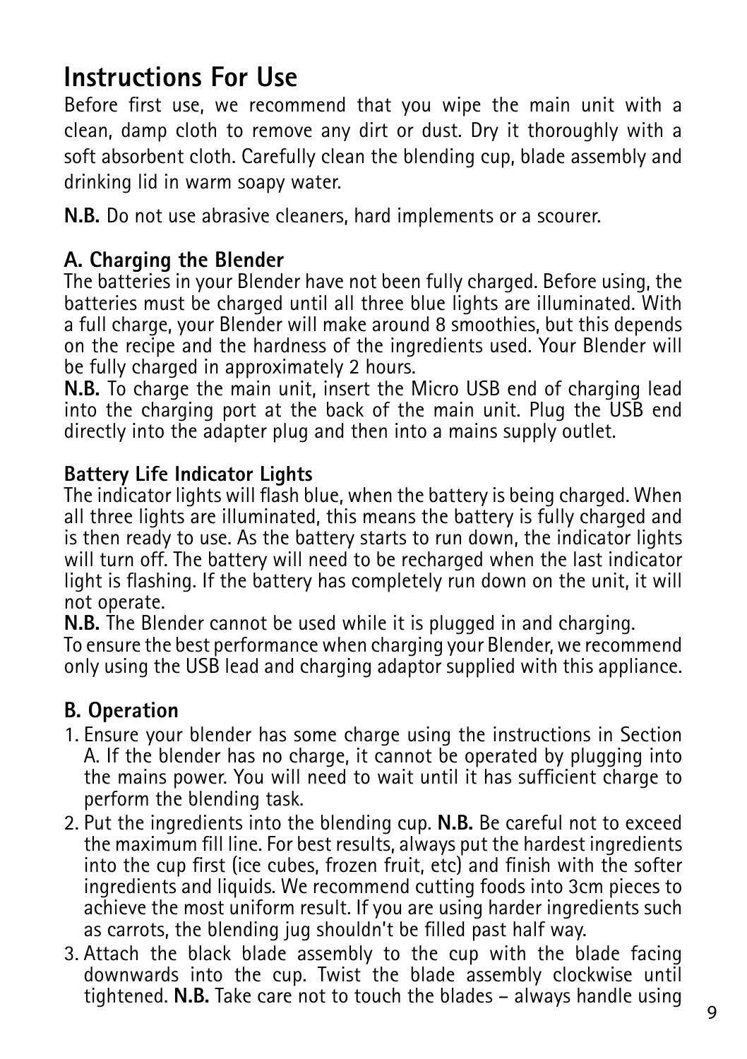# Instructions For Use

Before first use, we recommend that you wipe the main unit with a clean, damp cloth to remove any dirt or dust. Dry it thoroughly with a soft absorbent cloth. Carefully clean the blending cup, blade assembly and drinking lid in warm soapy water.

**N.B.** Do not use abrasive cleaners, hard implements or a scourer.

## A. Charging the Blender

The batteries in your Blender have not been fully charged. Before using, the batteries must be charged until all three blue lights are illuminated. With a full charge, your Blender will make around 8 smoothies, but this depends on the recipe and the hardness of the ingredients used. Your Blender will be fully charged in approximately 2 hours.

**N.B.** To charge the main unit, insert the Micro USB end of charging lead into the charging port at the back of the main unit. Plug the USB end directly into the adapter plug and then into a mains supply outlet.

### Battery Life Indicator Lights

The indicator lights will flash blue, when the battery is being charged. When all three lights are illuminated, this means the battery is fully charged and is then ready to use. As the battery starts to run down, the indicator lights will turn off. The battery will need to be recharged when the last indicator light is flashing. If the battery has completely run down on the unit, it will not operate.

**N.B.** The Blender cannot be used while it is plugged in and charging.

To ensure the best performance when charging your Blender, we recommend only using the USB lead and charging adaptor supplied with this appliance.

## B. Operation

1. Ensure your blender has some charge using the instructions in Section A. If the blender has no charge, it cannot be operated by plugging into the mains power. You will need to wait until it has sufficient charge to perform the blending task.
2. Put the ingredients into the blending cup. **N.B.** Be careful not to exceed the maximum fill line. For best results, always put the hardest ingredients into the cup first (ice cubes, frozen fruit, etc) and finish with the softer ingredients and liquids. We recommend cutting foods into 3cm pieces to achieve the most uniform result. If you are using harder ingredients such as carrots, the blending jug shouldn't be filled past half way.
3. Attach the black blade assembly to the cup with the blade facing downwards into the cup. Twist the blade assembly clockwise until tightened. **N.B.** Take care not to touch the blades – always handle using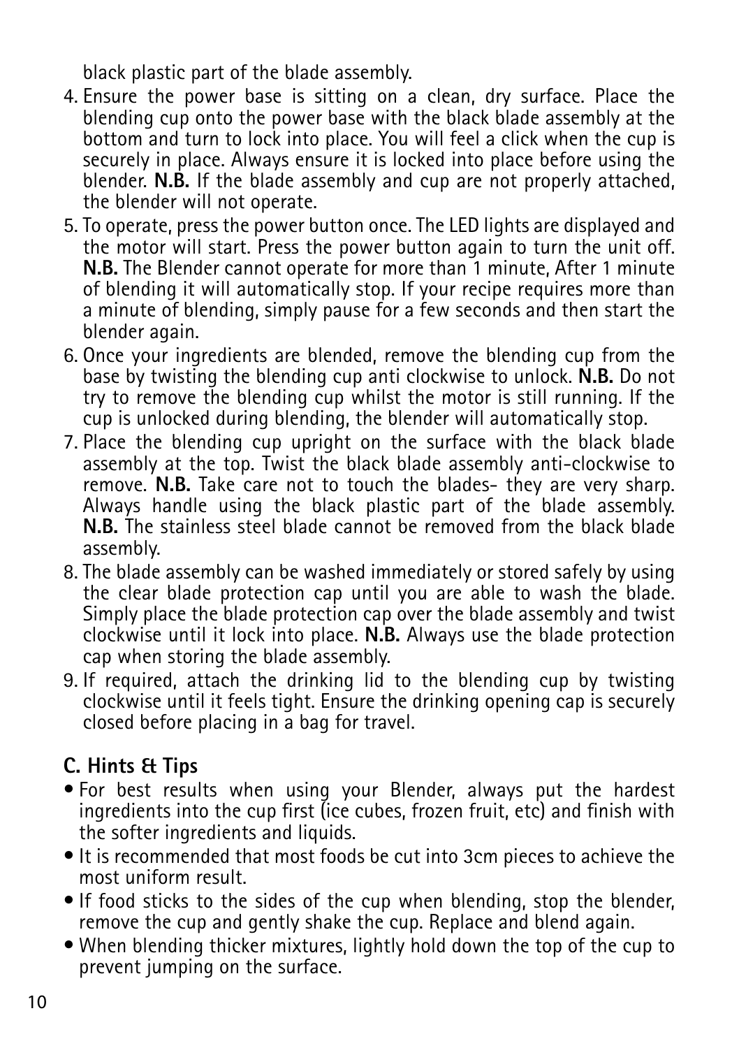black plastic part of the blade assembly.

4. Ensure the power base is sitting on a clean, dry surface. Place the blending cup onto the power base with the black blade assembly at the bottom and turn to lock into place. You will feel a click when the cup is securely in place. Always ensure it is locked into place before using the blender. **N.B.** If the blade assembly and cup are not properly attached, the blender will not operate.
5. To operate, press the power button once. The LED lights are displayed and the motor will start. Press the power button again to turn the unit off. **N.B.** The Blender cannot operate for more than 1 minute, After 1 minute of blending it will automatically stop. If your recipe requires more than a minute of blending, simply pause for a few seconds and then start the blender again.
6. Once your ingredients are blended, remove the blending cup from the base by twisting the blending cup anti clockwise to unlock. **N.B.** Do not try to remove the blending cup whilst the motor is still running. If the cup is unlocked during blending, the blender will automatically stop.
7. Place the blending cup upright on the surface with the black blade assembly at the top. Twist the black blade assembly anti-clockwise to remove. **N.B.** Take care not to touch the blades- they are very sharp. Always handle using the black plastic part of the blade assembly. **N.B.** The stainless steel blade cannot be removed from the black blade assembly.
8. The blade assembly can be washed immediately or stored safely by using the clear blade protection cap until you are able to wash the blade. Simply place the blade protection cap over the blade assembly and twist clockwise until it lock into place. **N.B.** Always use the blade protection cap when storing the blade assembly.
9. If required, attach the drinking lid to the blending cup by twisting clockwise until it feels tight. Ensure the drinking opening cap is securely closed before placing in a bag for travel.

## C. Hints & Tips

- For best results when using your Blender, always put the hardest ingredients into the cup first (ice cubes, frozen fruit, etc) and finish with the softer ingredients and liquids.
- It is recommended that most foods be cut into 3cm pieces to achieve the most uniform result.
- If food sticks to the sides of the cup when blending, stop the blender, remove the cup and gently shake the cup. Replace and blend again.
- When blending thicker mixtures, lightly hold down the top of the cup to prevent jumping on the surface.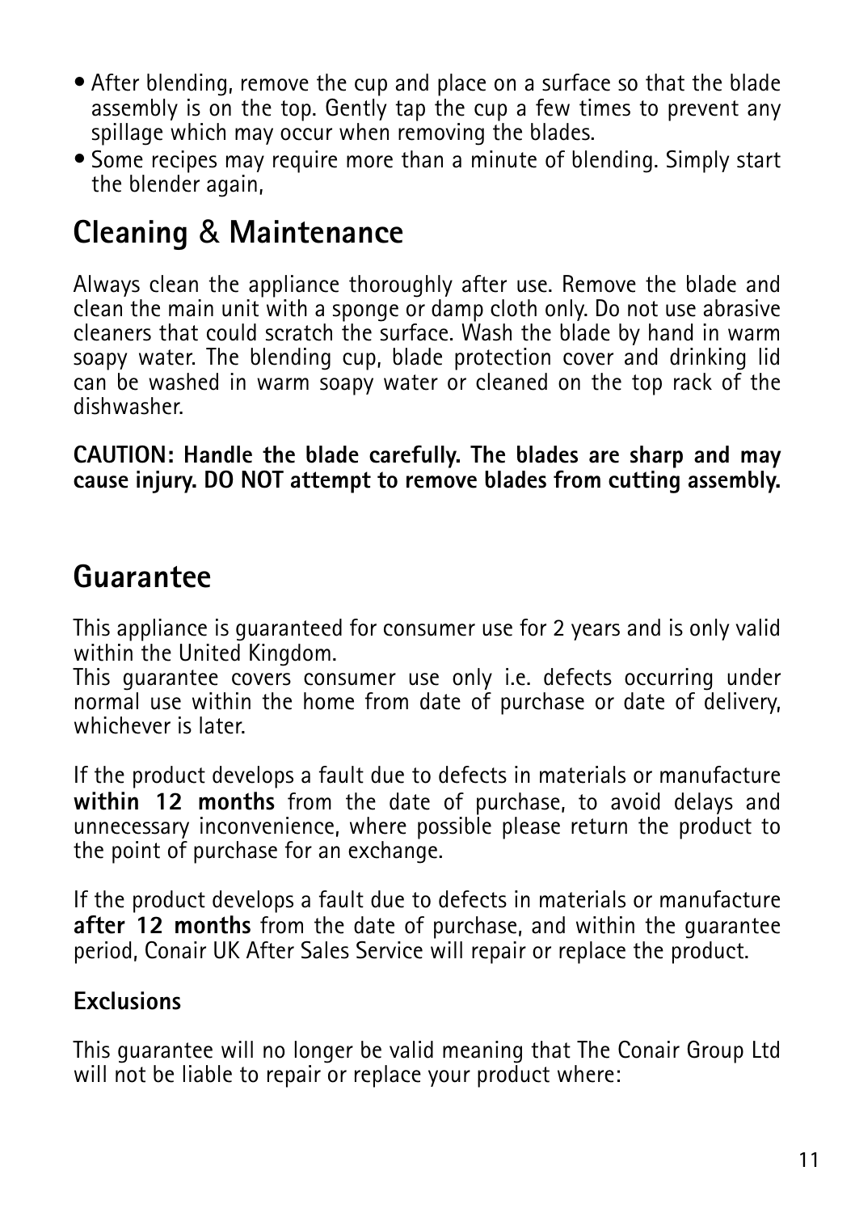- After blending, remove the cup and place on a surface so that the blade assembly is on the top. Gently tap the cup a few times to prevent any spillage which may occur when removing the blades.
- Some recipes may require more than a minute of blending. Simply start the blender again,

## Cleaning & Maintenance

Always clean the appliance thoroughly after use. Remove the blade and clean the main unit with a sponge or damp cloth only. Do not use abrasive cleaners that could scratch the surface. Wash the blade by hand in warm soapy water. The blending cup, blade protection cover and drinking lid can be washed in warm soapy water or cleaned on the top rack of the dishwasher.

**CAUTION: Handle the blade carefully. The blades are sharp and may cause injury. DO NOT attempt to remove blades from cutting assembly.**

## Guarantee

This appliance is guaranteed for consumer use for 2 years and is only valid within the United Kingdom.
This guarantee covers consumer use only i.e. defects occurring under normal use within the home from date of purchase or date of delivery, whichever is later.

If the product develops a fault due to defects in materials or manufacture **within 12 months** from the date of purchase, to avoid delays and unnecessary inconvenience, where possible please return the product to the point of purchase for an exchange.

If the product develops a fault due to defects in materials or manufacture **after 12 months** from the date of purchase, and within the guarantee period, Conair UK After Sales Service will repair or replace the product.

### Exclusions

This guarantee will no longer be valid meaning that The Conair Group Ltd will not be liable to repair or replace your product where: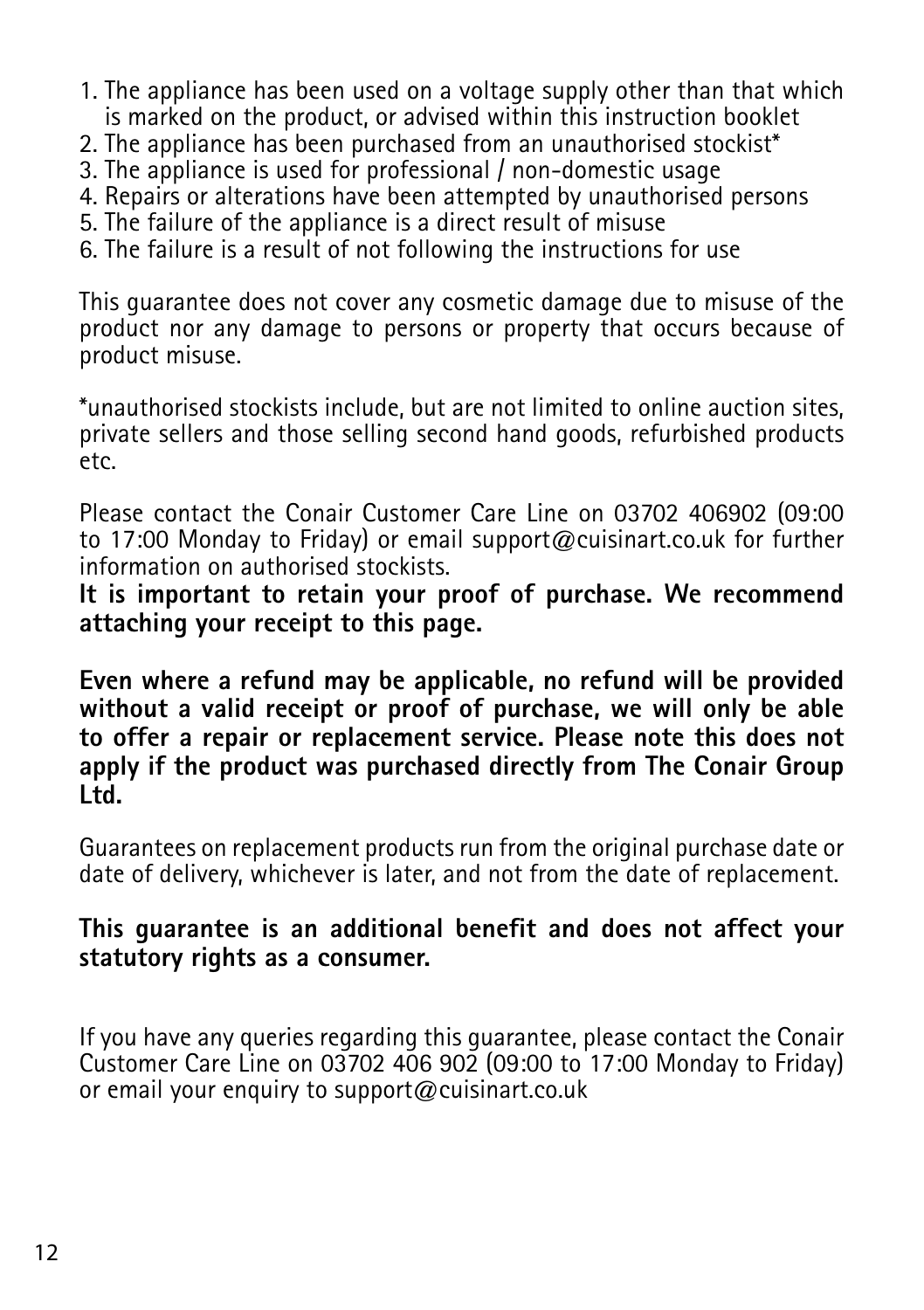1. The appliance has been used on a voltage supply other than that which is marked on the product, or advised within this instruction booklet
2. The appliance has been purchased from an unauthorised stockist*
3. The appliance is used for professional / non-domestic usage
4. Repairs or alterations have been attempted by unauthorised persons
5. The failure of the appliance is a direct result of misuse
6. The failure is a result of not following the instructions for use

This guarantee does not cover any cosmetic damage due to misuse of the product nor any damage to persons or property that occurs because of product misuse.

*unauthorised stockists include, but are not limited to online auction sites, private sellers and those selling second hand goods, refurbished products etc.

Please contact the Conair Customer Care Line on 03702 406902 (09:00 to 17:00 Monday to Friday) or email support@cuisinart.co.uk for further information on authorised stockists.
**It is important to retain your proof of purchase. We recommend attaching your receipt to this page.**

**Even where a refund may be applicable, no refund will be provided without a valid receipt or proof of purchase, we will only be able to offer a repair or replacement service. Please note this does not apply if the product was purchased directly from The Conair Group Ltd.**

Guarantees on replacement products run from the original purchase date or date of delivery, whichever is later, and not from the date of replacement.

**This guarantee is an additional benefit and does not affect your statutory rights as a consumer.**

If you have any queries regarding this guarantee, please contact the Conair Customer Care Line on 03702 406 902 (09:00 to 17:00 Monday to Friday) or email your enquiry to support@cuisinart.co.uk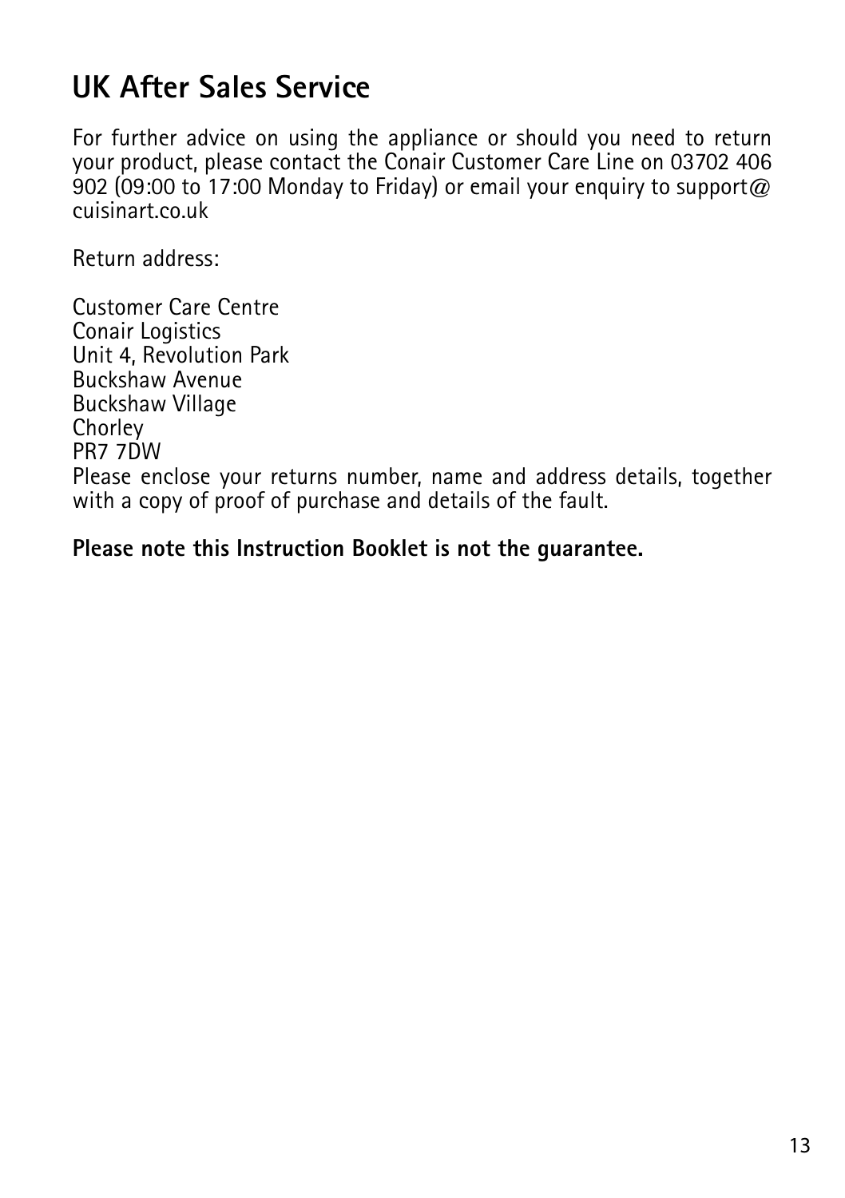## UK After Sales Service

For further advice on using the appliance or should you need to return your product, please contact the Conair Customer Care Line on 03702 406 902 (09:00 to 17:00 Monday to Friday) or email your enquiry to support@cuisinart.co.uk

Return address:

Customer Care Centre
Conair Logistics
Unit 4, Revolution Park
Buckshaw Avenue
Buckshaw Village
Chorley
PR7 7DW
Please enclose your returns number, name and address details, together with a copy of proof of purchase and details of the fault.

**Please note this Instruction Booklet is not the guarantee.**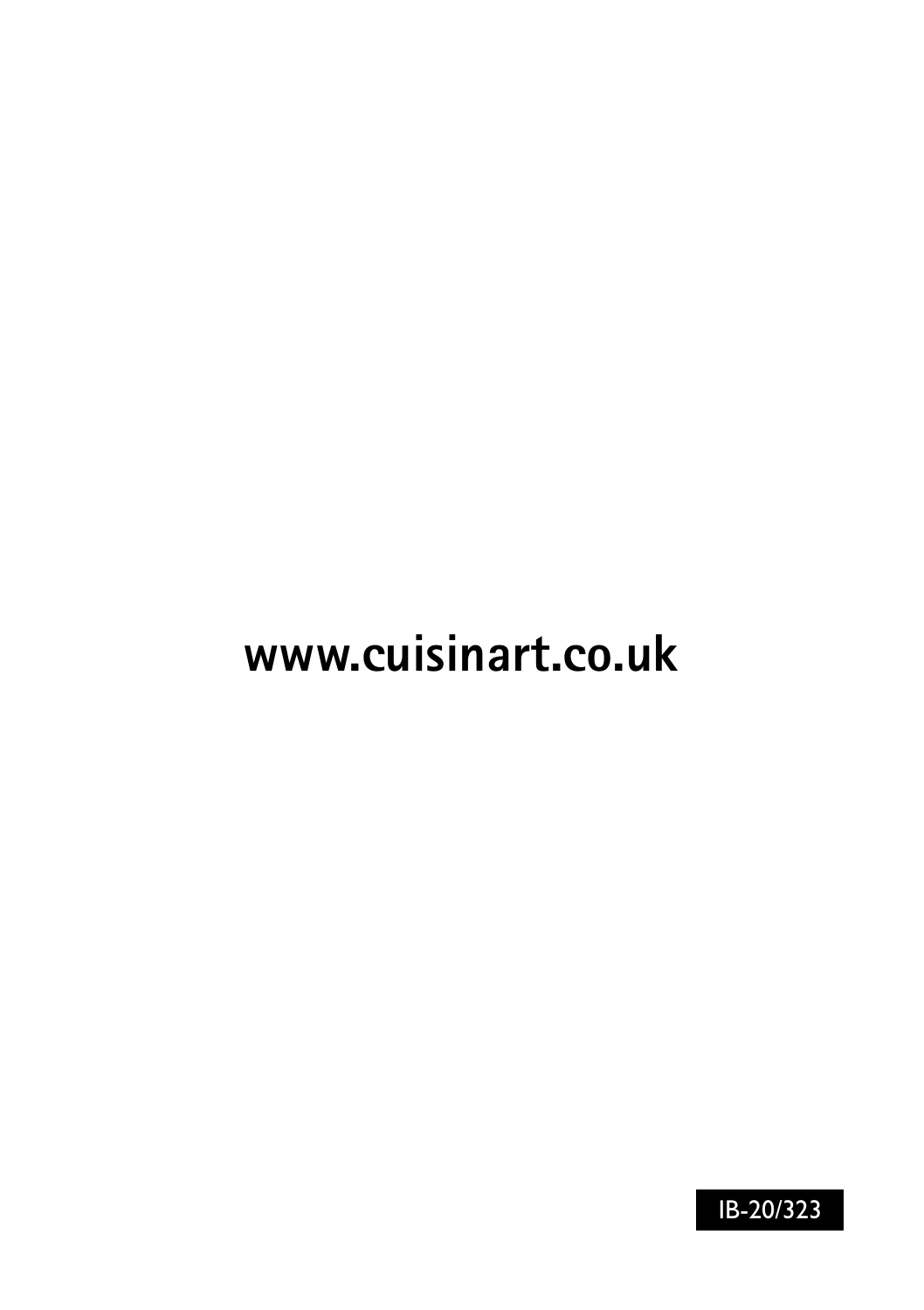**www.cuisinart.co.uk**

IB-20/323